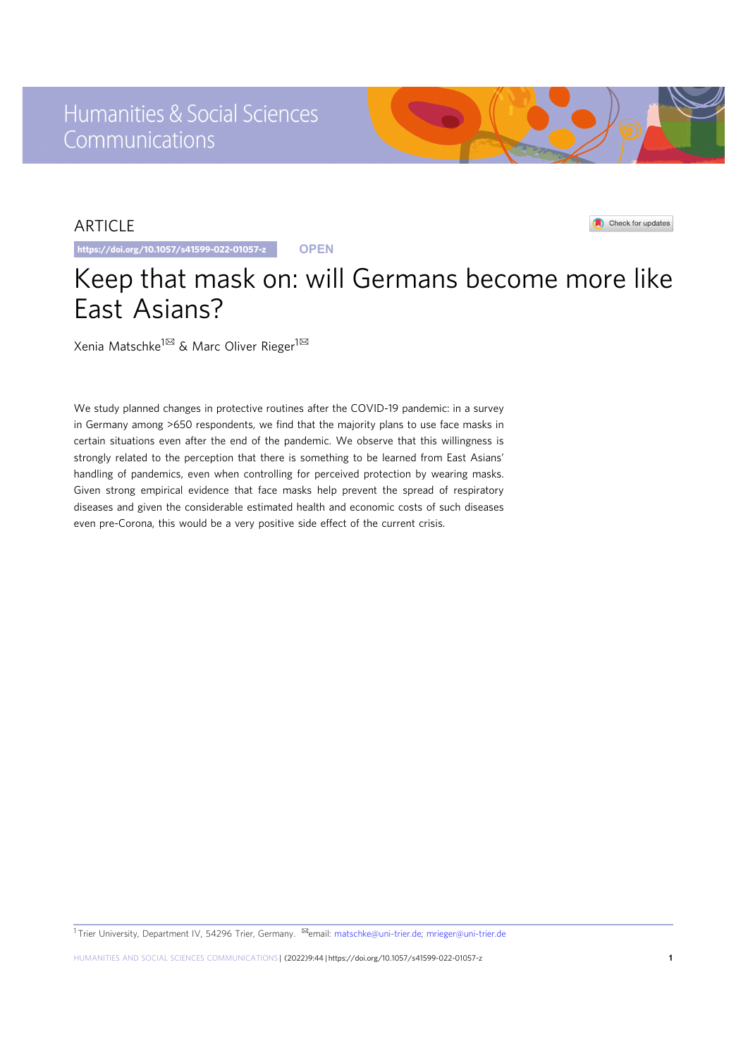ARTICLE

https://doi.org/10.1057/s41599-022-01057-z OPEN

# Keep that mask on: will Germans become more like East Asians?

Xenia Matschke[1] & Marc Oliver Rieger[1]

We study planned changes in protective routines after the COVID-19 pandemic: in a survey in Germany among >650 respondents, we find that the majority plans to use face masks in certain situations even after the end of the pandemic. We observe that this willingness is strongly related to the perception that there is something to be learned from East Asians' handling of pandemics, even when controlling for perceived protection by wearing masks. Given strong empirical evidence that face masks help prevent the spread of respiratory diseases and given the considerable estimated health and economic costs of such diseases even pre-Corona, this would be a very positive side effect of the current crisis.

[1] Trier University, Department IV, 54296 Trier, Germany. email: matschke@uni-trier.de; mrieger@uni-trier.de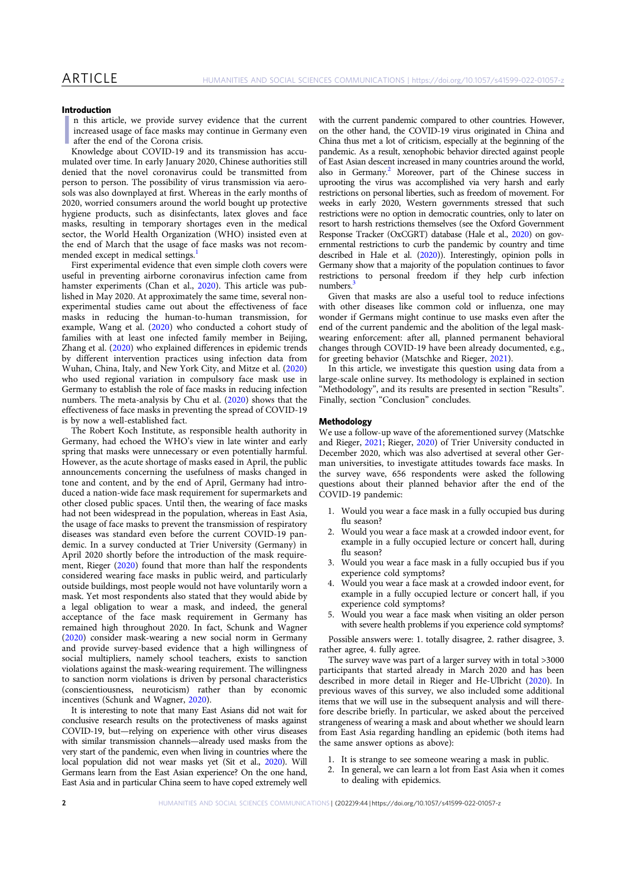## Introduction

In this article, we provide survey evidence that the current increased usage of face masks may continue in Germany even after the end of the Corona crisis.

Knowledge about COVID-19 and its transmission has accumulated over time. In early January 2020, Chinese authorities still denied that the novel coronavirus could be transmitted from person to person. The possibility of virus transmission via aerosols was also downplayed at first. Whereas in the early months of 2020, worried consumers around the world bought up protective hygiene products, such as disinfectants, latex gloves and face masks, resulting in temporary shortages even in the medical sector, the World Health Organization (WHO) insisted even at the end of March that the usage of face masks was not recommended except in medical settings.[1]

First experimental evidence that even simple cloth covers were useful in preventing airborne coronavirus infection came from hamster experiments (Chan et al., 2020). This article was published in May 2020. At approximately the same time, several non-experimental studies came out about the effectiveness of face masks in reducing the human-to-human transmission, for example, Wang et al. (2020) who conducted a cohort study of families with at least one infected family member in Beijing, Zhang et al. (2020) who explained differences in epidemic trends by different intervention practices using infection data from Wuhan, China, Italy, and New York City, and Mitze et al. (2020) who used regional variation in compulsory face mask use in Germany to establish the role of face masks in reducing infection numbers. The meta-analysis by Chu et al. (2020) shows that the effectiveness of face masks in preventing the spread of COVID-19 is by now a well-established fact.

The Robert Koch Institute, as responsible health authority in Germany, had echoed the WHO's view in late winter and early spring that masks were unnecessary or even potentially harmful. However, as the acute shortage of masks eased in April, the public announcements concerning the usefulness of masks changed in tone and content, and by the end of April, Germany had introduced a nation-wide face mask requirement for supermarkets and other closed public spaces. Until then, the wearing of face masks had not been widespread in the population, whereas in East Asia, the usage of face masks to prevent the transmission of respiratory diseases was standard even before the current COVID-19 pandemic. In a survey conducted at Trier University (Germany) in April 2020 shortly before the introduction of the mask requirement, Rieger (2020) found that more than half the respondents considered wearing face masks in public weird, and particularly outside buildings, most people would not have voluntarily worn a mask. Yet most respondents also stated that they would abide by a legal obligation to wear a mask, and indeed, the general acceptance of the face mask requirement in Germany has remained high throughout 2020. In fact, Schunk and Wagner (2020) consider mask-wearing a new social norm in Germany and provide survey-based evidence that a high willingness of social multipliers, namely school teachers, exists to sanction violations against the mask-wearing requirement. The willingness to sanction norm violations is driven by personal characteristics (conscientiousness, neuroticism) rather than by economic incentives (Schunk and Wagner, 2020).

It is interesting to note that many East Asians did not wait for conclusive research results on the protectiveness of masks against COVID-19, but—relying on experience with other virus diseases with similar transmission channels—already used masks from the very start of the pandemic, even when living in countries where the local population did not wear masks yet (Sit et al., 2020). Will Germans learn from the East Asian experience? On the one hand, East Asia and in particular China seem to have coped extremely well with the current pandemic compared to other countries. However, on the other hand, the COVID-19 virus originated in China and China thus met a lot of criticism, especially at the beginning of the pandemic. As a result, xenophobic behavior directed against people of East Asian descent increased in many countries around the world, also in Germany.[2] Moreover, part of the Chinese success in uprooting the virus was accomplished via very harsh and early restrictions on personal liberties, such as freedom of movement. For weeks in early 2020, Western governments stressed that such restrictions were no option in democratic countries, only to later on resort to harsh restrictions themselves (see the Oxford Government Response Tracker (OxCGRT) database (Hale et al., 2020) on governmental restrictions to curb the pandemic by country and time described in Hale et al. (2020)). Interestingly, opinion polls in Germany show that a majority of the population continues to favor restrictions to personal freedom if they help curb infection numbers.[3]

Given that masks are also a useful tool to reduce infections with other diseases like common cold or influenza, one may wonder if Germans might continue to use masks even after the end of the current pandemic and the abolition of the legal mask-wearing enforcement: after all, planned permanent behavioral changes through COVID-19 have been already documented, e.g., for greeting behavior (Matschke and Rieger, 2021).

In this article, we investigate this question using data from a large-scale online survey. Its methodology is explained in section "Methodology", and its results are presented in section "Results". Finally, section "Conclusion" concludes.

## Methodology

We use a follow-up wave of the aforementioned survey (Matschke and Rieger, 2021; Rieger, 2020) of Trier University conducted in December 2020, which was also advertised at several other German universities, to investigate attitudes towards face masks. In the survey wave, 656 respondents were asked the following questions about their planned behavior after the end of the COVID-19 pandemic:

1. Would you wear a face mask in a fully occupied bus during flu season?
2. Would you wear a face mask at a crowded indoor event, for example in a fully occupied lecture or concert hall, during flu season?
3. Would you wear a face mask in a fully occupied bus if you experience cold symptoms?
4. Would you wear a face mask at a crowded indoor event, for example in a fully occupied lecture or concert hall, if you experience cold symptoms?
5. Would you wear a face mask when visiting an older person with severe health problems if you experience cold symptoms?

Possible answers were: 1. totally disagree, 2. rather disagree, 3. rather agree, 4. fully agree.

The survey wave was part of a larger survey with in total >3000 participants that started already in March 2020 and has been described in more detail in Rieger and He-Ulbricht (2020). In previous waves of this survey, we also included some additional items that we will use in the subsequent analysis and will therefore describe briefly. In particular, we asked about the perceived strangeness of wearing a mask and about whether we should learn from East Asia regarding handling an epidemic (both items had the same answer options as above):

1. It is strange to see someone wearing a mask in public.
2. In general, we can learn a lot from East Asia when it comes to dealing with epidemics.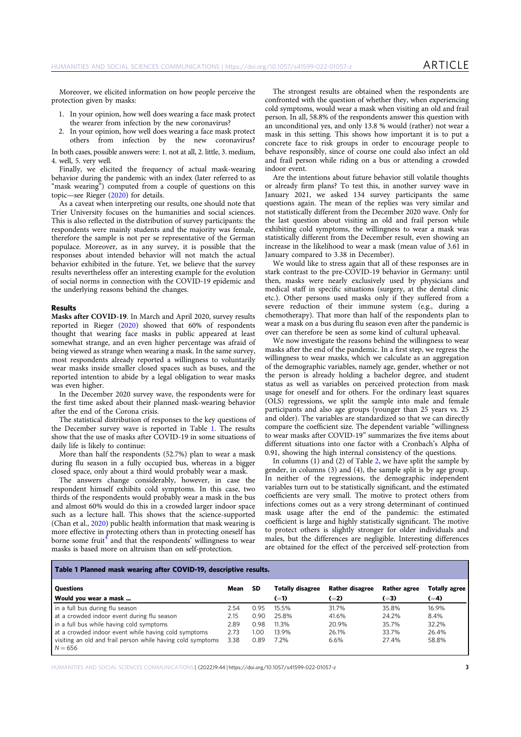Moreover, we elicited information on how people perceive the protection given by masks:

1. In your opinion, how well does wearing a face mask protect the wearer from infection by the new coronavirus?
2. In your opinion, how well does wearing a face mask protect others from infection by the new coronavirus?

In both cases, possible answers were: 1. not at all, 2. little, 3. medium, 4. well, 5. very well.

Finally, we elicited the frequency of actual mask-wearing behavior during the pandemic with an index (later referred to as "mask wearing") computed from a couple of questions on this topic—see Rieger (2020) for details.

As a caveat when interpreting our results, one should note that Trier University focuses on the humanities and social sciences. This is also reflected in the distribution of survey participants: the respondents were mainly students and the majority was female, therefore the sample is not per se representative of the German populace. Moreover, as in any survey, it is possible that the responses about intended behavior will not match the actual behavior exhibited in the future. Yet, we believe that the survey results nevertheless offer an interesting example for the evolution of social norms in connection with the COVID-19 epidemic and the underlying reasons behind the changes.

## Results

**Masks after COVID-19**. In March and April 2020, survey results reported in Rieger (2020) showed that 60% of respondents thought that wearing face masks in public appeared at least somewhat strange, and an even higher percentage was afraid of being viewed as strange when wearing a mask. In the same survey, most respondents already reported a willingness to voluntarily wear masks inside smaller closed spaces such as buses, and the reported intention to abide by a legal obligation to wear masks was even higher.

In the December 2020 survey wave, the respondents were for the first time asked about their planned mask-wearing behavior after the end of the Corona crisis.

The statistical distribution of responses to the key questions of the December survey wave is reported in Table 1. The results show that the use of masks after COVID-19 in some situations of daily life is likely to continue:

More than half the respondents (52.7%) plan to wear a mask during flu season in a fully occupied bus, whereas in a bigger closed space, only about a third would probably wear a mask.

The answers change considerably, however, in case the respondent himself exhibits cold symptoms. In this case, two thirds of the respondents would probably wear a mask in the bus and almost 60% would do this in a crowded larger indoor space such as a lecture hall. This shows that the science-supported (Chan et al., 2020) public health information that mask wearing is more effective in protecting others than in protecting oneself has borne some fruit[4] and that the respondents' willingness to wear masks is based more on altruism than on self-protection.

The strongest results are obtained when the respondents are confronted with the question of whether they, when experiencing cold symptoms, would wear a mask when visiting an old and frail person. In all, 58.8% of the respondents answer this question with an unconditional yes, and only 13.8 % would (rather) not wear a mask in this setting. This shows how important it is to put a concrete face to risk groups in order to encourage people to behave responsibly, since of course one could also infect an old and frail person while riding on a bus or attending a crowded indoor event.

Are the intentions about future behavior still volatile thoughts or already firm plans? To test this, in another survey wave in January 2021, we asked 134 survey participants the same questions again. The mean of the replies was very similar and not statistically different from the December 2020 wave. Only for the last question about visiting an old and frail person while exhibiting cold symptoms, the willingness to wear a mask was statistically different from the December result, even showing an increase in the likelihood to wear a mask (mean value of 3.61 in January compared to 3.38 in December).

We would like to stress again that all of these responses are in stark contrast to the pre-COVID-19 behavior in Germany: until then, masks were nearly exclusively used by physicians and medical staff in specific situations (surgery, at the dental clinic etc.). Other persons used masks only if they suffered from a severe reduction of their immune system (e.g., during a chemotherapy). That more than half of the respondents plan to wear a mask on a bus during flu season even after the pandemic is over can therefore be seen as some kind of cultural upheaval.

We now investigate the reasons behind the willingness to wear masks after the end of the pandemic. In a first step, we regress the willingness to wear masks, which we calculate as an aggregation of the demographic variables, namely age, gender, whether or not the person is already holding a bachelor degree, and student status as well as variables on perceived protection from mask usage for oneself and for others. For the ordinary least squares (OLS) regressions, we split the sample into male and female participants and also age groups (younger than 25 years vs. 25 and older). The variables are standardized so that we can directly compare the coefficient size. The dependent variable "willingness to wear masks after COVID-19" summarizes the five items about different situations into one factor with a Cronbach's Alpha of 0.91, showing the high internal consistency of the questions.

In columns (1) and (2) of Table 2, we have split the sample by gender, in columns (3) and (4), the sample split is by age group. In neither of the regressions, the demographic independent variables turn out to be statistically significant, and the estimated coefficients are very small. The motive to protect others from infections comes out as a very strong determinant of continued mask usage after the end of the pandemic: the estimated coefficient is large and highly statistically significant. The motive to protect others is slightly stronger for older individuals and males, but the differences are negligible. Interesting differences are obtained for the effect of the perceived self-protection from

**Table 1 Planned mask wearing after COVID-19, descriptive results.**

| Questions<br>Would you wear a mask ... | Mean | SD | Totally disagree (=1) | Rather disagree (=2) | Rather agree (=3) | Totally agree (=4) |
|---|---|---|---|---|---|---|
| in a full bus during flu season | 2.54 | 0.95 | 15.5% | 31.7% | 35.8% | 16.9% |
| at a crowded indoor event during flu season | 2.15 | 0.90 | 25.8% | 41.6% | 24.2% | 8.4% |
| in a full bus while having cold symptoms | 2.89 | 0.98 | 11.3% | 20.9% | 35.7% | 32.2% |
| at a crowded indoor event while having cold symptoms | 2.73 | 1.00 | 13.9% | 26.1% | 33.7% | 26.4% |
| visiting an old and frail person while having cold symptoms | 3.38 | 0.89 | 7.2% | 6.6% | 27.4% | 58.8% |

$N = 656$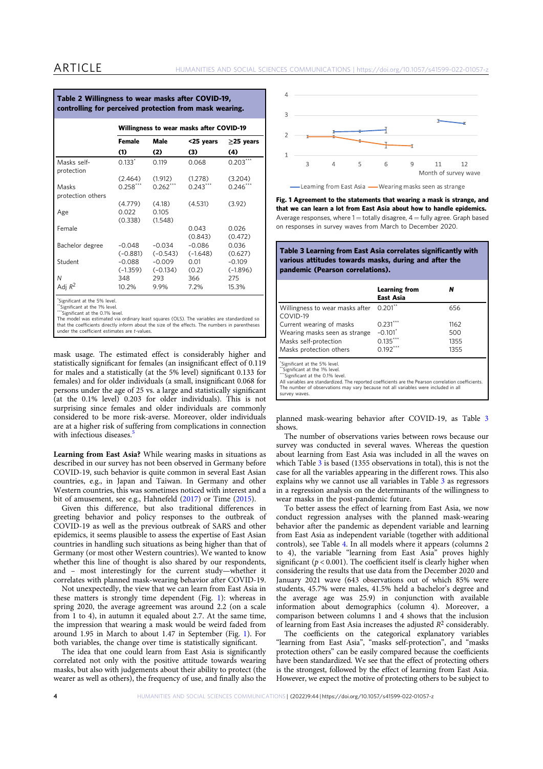**Table 2 Willingness to wear masks after COVID-19, controlling for perceived protection from mask wearing.**

| | Willingness to wear masks after COVID-19 | | | |
|---|---|---|---|---|
| | Female | Male | <25 years | ≥25 years |
| | (1) | (2) | (3) | (4) |
| Masks self-protection | 0.133* | 0.119 | 0.068 | 0.203*** |
| | (2.464) | (1.912) | (1.278) | (3.204) |
| Masks protection others | 0.258*** | 0.262*** | 0.243*** | 0.246*** |
| | (4.779) | (4.18) | (4.531) | (3.92) |
| Age | 0.022 | 0.105 | | |
| | (0.338) | (1.548) | | |
| Female | | | 0.043 | 0.026 |
| | | | (0.843) | (0.472) |
| Bachelor degree | −0.048 | −0.034 | −0.086 | 0.036 |
| | (−0.881) | (−0.543) | (−1.648) | (0.627) |
| Student | −0.088 | −0.009 | 0.01 | −0.109 |
| | (−1.359) | (−0.134) | (0.2) | (−1.896) |
| $N$ | 348 | 293 | 366 | 275 |
| Adj $R^2$ | 10.2% | 9.9% | 7.2% | 15.3% |

*Significant at the 5% level.
**Significant at the 1% level.
***Significant at the 0.1% level.
The model was estimated via ordinary least squares (OLS). The variables are standardized so that the coefficients directly inform about the size of the effects. The numbers in parentheses under the coefficient estimates are $t$-values.

mask usage. The estimated effect is considerably higher and statistically significant for females (an insignificant effect of 0.119 for males and a statistically (at the 5% level) significant 0.133 for females) and for older individuals (a small, insignificant 0.068 for persons under the age of 25 vs. a large and statistically significant (at the 0.1% level) 0.203 for older individuals). This is not surprising since females and older individuals are commonly considered to be more risk-averse. Moreover, older individuals are at a higher risk of suffering from complications in connection with infectious diseases.[5]

**Learning from East Asia?** While wearing masks in situations as described in our survey has not been observed in Germany before COVID-19, such behavior is quite common in several East Asian countries, e.g., in Japan and Taiwan. In Germany and other Western countries, this was sometimes noticed with interest and a bit of amusement, see e.g., Hahnefeld (2017) or Time (2015).

Given this difference, but also traditional differences in greeting behavior and policy responses to the outbreak of COVID-19 as well as the previous outbreak of SARS and other epidemics, it seems plausible to assess the expertise of East Asian countries in handling such situations as being higher than that of Germany (or most other Western countries). We wanted to know whether this line of thought is also shared by our respondents, and – most interestingly for the current study—whether it correlates with planned mask-wearing behavior after COVID-19.

Not unexpectedly, the view that we can learn from East Asia in these matters is strongly time dependent (Fig. 1): whereas in spring 2020, on average agreement was around 2.2 (on a scale from 1 to 4), in autumn it equaled about 2.7. At the same time, the impression that wearing a mask would be weird faded from around 1.95 in March to about 1.47 in September (Fig. 1). For both variables, the change over time is statistically significant.

The idea that one could learn from East Asia is significantly correlated not only with the positive attitude towards wearing masks, but also with judgements about their ability to protect (the wearer as well as others), the frequency of use, and finally also the planned mask-wearing behavior after COVID-19, as Table 3 shows.

**Fig. 1 Agreement to the statements that wearing a mask is strange, and that we can learn a lot from East Asia about how to handle epidemics.** Average responses, where 1 = totally disagree, 4 = fully agree. Graph based on responses in survey waves from March to December 2020.

**Table 3 Learning from East Asia correlates significantly with various attitudes towards masks, during and after the pandemic (Pearson correlations).**

| | Learning from East Asia | $N$ |
|---|---|---|
| Willingness to wear masks after COVID-19 | 0.201** | 656 |
| Current wearing of masks | 0.231*** | 1162 |
| Wearing masks seen as strange | −0.101* | 500 |
| Masks self-protection | 0.135*** | 1355 |
| Masks protection others | 0.192*** | 1355 |

*Significant at the 5% level.
**Significant at the 1% level.
***Significant at the 0.1% level.
All variables are standardized. The reported coefficients are the Pearson correlation coefficients. The number of observations may vary because not all variables were included in all survey waves.

The number of observations varies between rows because our survey was conducted in several waves. Whereas the question about learning from East Asia was included in all the waves on which Table 3 is based (1355 observations in total), this is not the case for all the variables appearing in the different rows. This also explains why we cannot use all variables in Table 3 as regressors in a regression analysis on the determinants of the willingness to wear masks in the post-pandemic future.

To better assess the effect of learning from East Asia, we now conduct regression analyses with the planned mask-wearing behavior after the pandemic as dependent variable and learning from East Asia as independent variable (together with additional controls), see Table 4. In all models where it appears (columns 2 to 4), the variable "learning from East Asia" proves highly significant ($p < 0.001$). The coefficient itself is clearly higher when considering the results that use data from the December 2020 and January 2021 wave (643 observations out of which 55% were students, 45.7% were males, 41.5% held a bachelor's degree and the average age was 25.9) in conjunction with available information about demographics (column 4). Moreover, a comparison between columns 1 and 4 shows that the inclusion of learning from East Asia increases the adjusted $R^2$ considerably.

The coefficients on the categorical explanatory variables "learning from East Asia", "masks self-protection", and "masks protection others" can be easily compared because the coefficients have been standardized. We see that the effect of protecting others is the strongest, followed by the effect of learning from East Asia. However, we expect the motive of protecting others to be subject to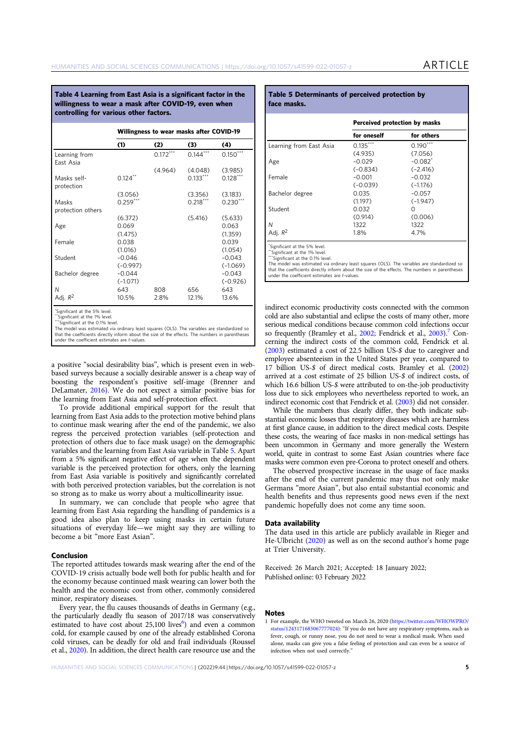**Table 4 Learning from East Asia is a significant factor in the willingness to wear a mask after COVID-19, even when controlling for various other factors.**

| | Willingness to wear masks after COVID-19 | | | |
|---|---|---|---|---|
| | (1) | (2) | (3) | (4) |
| Learning from East Asia | | 0.172*** | 0.144*** | 0.150*** |
| | | (4.964) | (4.048) | (3.985) |
| Masks self-protection | 0.124** | | 0.133*** | 0.128*** |
| | (3.056) | | (3.356) | (3.183) |
| Masks protection others | 0.259*** | | 0.218*** | 0.230*** |
| | (6.372) | | (5.416) | (5.633) |
| Age | 0.069 | | | 0.063 |
| | (1.475) | | | (1.359) |
| Female | 0.038 | | | 0.039 |
| | (1.016) | | | (1.054) |
| Student | −0.046 | | | −0.043 |
| | (−0.997) | | | (−1.069) |
| Bachelor degree | −0.044 | | | −0.043 |
| | (−1.071) | | | (−0.926) |
| $N$ | 643 | 808 | 656 | 643 |
| Adj. $R^2$ | 10.5% | 2.8% | 12.1% | 13.6% |

*Significant at the 5% level.
**Significant at the 1% level.
***Significant at the 0.1% level.
The model was estimated via ordinary least squares (OLS). The variables are standardized so that the coefficients directly inform about the size of the effects. The numbers in parentheses under the coefficient estimates are *t*-values.

a positive "social desirability bias", which is present even in web-based surveys because a socially desirable answer is a cheap way of boosting the respondent's positive self-image (Brenner and DeLamater, 2016). We do not expect a similar positive bias for the learning from East Asia and self-protection effect.

To provide additional empirical support for the result that learning from East Asia adds to the protection motive behind plans to continue mask wearing after the end of the pandemic, we also regress the perceived protection variables (self-protection and protection of others due to face mask usage) on the demographic variables and the learning from East Asia variable in Table 5. Apart from a 5% significant negative effect of age when the dependent variable is the perceived protection for others, only the learning from East Asia variable is positively and significantly correlated with both perceived protection variables, but the correlation is not so strong as to make us worry about a multicollinearity issue.

In summary, we can conclude that people who agree that learning from East Asia regarding the handling of pandemics is a good idea also plan to keep using masks in certain future situations of everyday life—we might say they are willing to become a bit "more East Asian".

## Conclusion

The reported attitudes towards mask wearing after the end of the COVID-19 crisis actually bode well both for public health and for the economy because continued mask wearing can lower both the health and the economic cost from other, commonly considered minor, respiratory diseases.

Every year, the flu causes thousands of deaths in Germany (e.g., the particularly deadly flu season of 2017/18 was conservatively estimated to have cost about 25,100 lives[6]) and even a common cold, for example caused by one of the already established Corona cold viruses, can be deadly for old and frail individuals (Roussel et al., 2020). In addition, the direct health care resource use and the

**Table 5 Determinants of perceived protection by face masks.**

| | Perceived protection by masks | |
|---|---|---|
| | for oneself | for others |
| Learning from East Asia | 0.135*** | 0.190*** |
| | (4.935) | (7.056) |
| Age | −0.029 | −0.082* |
| | (−0.834) | (−2.416) |
| Female | −0.001 | −0.032 |
| | (−0.039) | (−1.176) |
| Bachelor degree | 0.035 | −0.057 |
| | (1.197) | (−1.947) |
| Student | 0.032 | 0 |
| | (0.914) | (0.006) |
| $N$ | 1322 | 1322 |
| Adj. $R^2$ | 1.8% | 4.7% |

*Significant at the 5% level.
**Significant at the 1% level.
***Significant at the 0.1% level.
The model was estimated via ordinary least squares (OLS). The variables are standardized so that the coefficients directly inform about the size of the effects. The numbers in parentheses under the coefficient estimates are *t*-values.

indirect economic productivity costs connected with the common cold are also substantial and eclipse the costs of many other, more serious medical conditions because common cold infections occur so frequently (Bramley et al., 2002; Fendrick et al., 2003).[7] Concerning the indirect costs of the common cold, Fendrick et al. (2003) estimated a cost of 22.5 billion US-$ due to caregiver and employee absenteeism in the United States per year, compared to 17 billion US-$ of direct medical costs. Bramley et al. (2002) arrived at a cost estimate of 25 billion US-$ of indirect costs, of which 16.6 billion US-$ were attributed to on-the-job productivity loss due to sick employees who nevertheless reported to work, an indirect economic cost that Fendrick et al. (2003) did not consider.

While the numbers thus clearly differ, they both indicate substantial economic losses that respiratory diseases which are harmless at first glance cause, in addition to the direct medical costs. Despite these costs, the wearing of face masks in non-medical settings has been uncommon in Germany and more generally the Western world, quite in contrast to some East Asian countries where face masks were common even pre-Corona to protect oneself and others.

The observed prospective increase in the usage of face masks after the end of the current pandemic may thus not only make Germans "more Asian", but also entail substantial economic and health benefits and thus represents good news even if the next pandemic hopefully does not come any time soon.

## Data availability

The data used in this article are publicly available in Rieger and He-Ulbricht (2020) as well as on the second author's home page at Trier University.

Received: 26 March 2021; Accepted: 18 January 2022;
Published online: 03 February 2022

## Notes

1 For example, the WHO tweeted on March 26, 2020 (https://twitter.com/WHOWPRO/status/1243171683067777024): "If you do not have any respiratory symptoms, such as fever, cough, or runny nose, you do not need to wear a medical mask. When used alone, masks can give you a false feeling of protection and can even be a source of infection when not used correctly."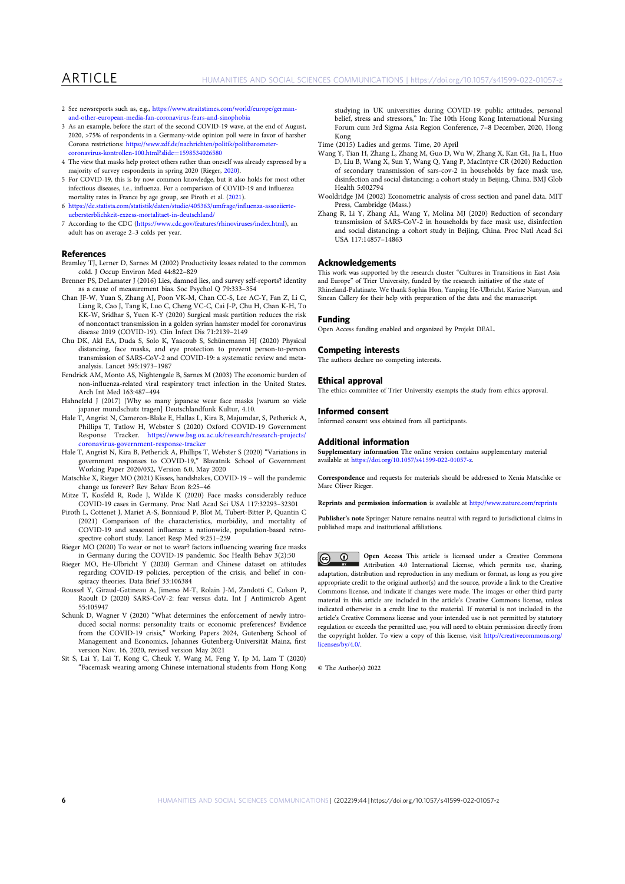2 See newsreports such as, e.g., https://www.straitstimes.com/world/europe/german-and-other-european-media-fan-coronavirus-fears-and-sinophobia

3 As an example, before the start of the second COVID-19 wave, at the end of August, 2020, >75% of respondents in a Germany-wide opinion poll were in favor of harsher Corona restrictions: https://www.zdf.de/nachrichten/politik/politbarometer-coronavirus-kontrollen-100.html?slide=1598534026580

4 The view that masks help protect others rather than oneself was already expressed by a majority of survey respondents in spring 2020 (Rieger, 2020).

5 For COVID-19, this is by now common knowledge, but it also holds for most other infectious diseases, i.e., influenza. For a comparison of COVID-19 and influenza mortality rates in France by age group, see Piroth et al. (2021).

6 https://de.statista.com/statistik/daten/studie/405363/umfrage/influenza-assoziierte-uebersterblichkeit-exzess-mortalitaet-in-deutschland/

7 According to the CDC (https://www.cdc.gov/features/rhinoviruses/index.html), an adult has on average 2–3 colds per year.

## References

Bramley TJ, Lerner D, Sarnes M (2002) Productivity losses related to the common cold. J Occup Environ Med 44:822–829

Brenner PS, DeLamater J (2016) Lies, damned lies, and survey self-reports? identity as a cause of measurement bias. Soc Psychol Q 79:333–354

Chan JF-W, Yuan S, Zhang AJ, Poon VK-M, Chan CC-S, Lee AC-Y, Fan Z, Li C, Liang R, Cao J, Tang K, Luo C, Cheng VC-C, Cai J-P, Chu H, Chan K-H, To KK-W, Sridhar S, Yuen K-Y (2020) Surgical mask partition reduces the risk of noncontact transmission in a golden syrian hamster model for coronavirus disease 2019 (COVID-19). Clin Infect Dis 71:2139–2149

Chu DK, Akl EA, Duda S, Solo K, Yaacoub S, Schünemann HJ (2020) Physical distancing, face masks, and eye protection to prevent person-to-person transmission of SARS-CoV-2 and COVID-19: a systematic review and meta-analysis. Lancet 395:1973–1987

Fendrick AM, Monto AS, Nightengale B, Sarnes M (2003) The economic burden of non-influenza-related viral respiratory tract infection in the United States. Arch Int Med 163:487–494

Hahnefeld J (2017) [Why so many japanese wear face masks [warum so viele japaner mundschutz tragen] Deutschlandfunk Kultur, 4.10.

Hale T, Angrist N, Cameron-Blake E, Hallas L, Kira B, Majumdar, S, Petherick A, Phillips T, Tatlow H, Webster S (2020) Oxford COVID-19 Government Response Tracker. https://www.bsg.ox.ac.uk/research/research-projects/coronavirus-government-response-tracker

Hale T, Angrist N, Kira B, Petherick A, Phillips T, Webster S (2020) "Variations in government responses to COVID-19," Blavatnik School of Government Working Paper 2020/032, Version 6.0, May 2020

Matschke X, Rieger MO (2021) Kisses, handshakes, COVID-19 – will the pandemic change us forever? Rev Behav Econ 8:25–46

Mitze T, Kosfeld R, Rode J, Wälde K (2020) Face masks considerably reduce COVID-19 cases in Germany. Proc Natl Acad Sci USA 117:32293–32301

Piroth L, Cottenet J, Mariet A-S, Bonniaud P, Blot M, Tubert-Bitter P, Quantin C (2021) Comparison of the characteristics, morbidity, and mortality of COVID-19 and seasonal influenza: a nationwide, population-based retrospective cohort study. Lancet Resp Med 9:251–259

Rieger MO (2020) To wear or not to wear? factors influencing wearing face masks in Germany during the COVID-19 pandemic. Soc Health Behav 3(2):50

Rieger MO, He-Ulbricht Y (2020) German and Chinese dataset on attitudes regarding COVID-19 policies, perception of the crisis, and belief in conspiracy theories. Data Brief 33:106384

Roussel Y, Giraud-Gatineau A, Jimeno M-T, Rolain J-M, Zandotti C, Colson P, Raoult D (2020) SARS-CoV-2: fear versus data. Int J Antimicrob Agent 55:105947

Schunk D, Wagner V (2020) "What determines the enforcement of newly introduced social norms: personality traits or economic preferences? Evidence from the COVID-19 crisis," Working Papers 2024, Gutenberg School of Management and Economics, Johannes Gutenberg-Universität Mainz, first version Nov. 16, 2020, revised version May 2021

Sit S, Lai Y, Lai T, Kong C, Cheuk Y, Wang M, Feng Y, Ip M, Lam T (2020) "Facemask wearing among Chinese international students from Hong Kong studying in UK universities during COVID-19: public attitudes, personal belief, stress and stressors," In: The 10th Hong Kong International Nursing Forum cum 3rd Sigma Asia Region Conference, 7–8 December, 2020, Hong Kong

Time (2015) Ladies and germs. Time, 20 April

Wang Y, Tian H, Zhang L, Zhang M, Guo D, Wu W, Zhang X, Kan GL, Jia L, Huo D, Liu B, Wang X, Sun Y, Wang Q, Yang P, MacIntyre CR (2020) Reduction of secondary transmission of sars-cov-2 in households by face mask use, disinfection and social distancing: a cohort study in Beijing, China. BMJ Glob Health 5:002794

Wooldridge JM (2002) Econometric analysis of cross section and panel data. MIT Press, Cambridge (Mass.)

Zhang R, Li Y, Zhang AL, Wang Y, Molina MJ (2020) Reduction of secondary transmission of SARS-CoV-2 in households by face mask use, disinfection and social distancing: a cohort study in Beijing, China. Proc Natl Acad Sci USA 117:14857–14863

## Acknowledgements

This work was supported by the research cluster "Cultures in Transitions in East Asia and Europe" of Trier University, funded by the research initiative of the state of Rhineland-Palatinate. We thank Sophia Hon, Yanping He-Ulbricht, Karine Nanyan, and Sinean Callery for their help with preparation of the data and the manuscript.

## Funding

Open Access funding enabled and organized by Projekt DEAL.

## Competing interests

The authors declare no competing interests.

## Ethical approval

The ethics committee of Trier University exempts the study from ethics approval.

## Informed consent

Informed consent was obtained from all participants.

## Additional information

**Supplementary information** The online version contains supplementary material available at https://doi.org/10.1057/s41599-022-01057-z.

**Correspondence** and requests for materials should be addressed to Xenia Matschke or Marc Oliver Rieger.

**Reprints and permission information** is available at http://www.nature.com/reprints

**Publisher's note** Springer Nature remains neutral with regard to jurisdictional claims in published maps and institutional affiliations.

**Open Access** This article is licensed under a Creative Commons Attribution 4.0 International License, which permits use, sharing, adaptation, distribution and reproduction in any medium or format, as long as you give appropriate credit to the original author(s) and the source, provide a link to the Creative Commons license, and indicate if changes were made. The images or other third party material in this article are included in the article's Creative Commons license, unless indicated otherwise in a credit line to the material. If material is not included in the article's Creative Commons license and your intended use is not permitted by statutory regulation or exceeds the permitted use, you will need to obtain permission directly from the copyright holder. To view a copy of this license, visit http://creativecommons.org/licenses/by/4.0/.

© The Author(s) 2022